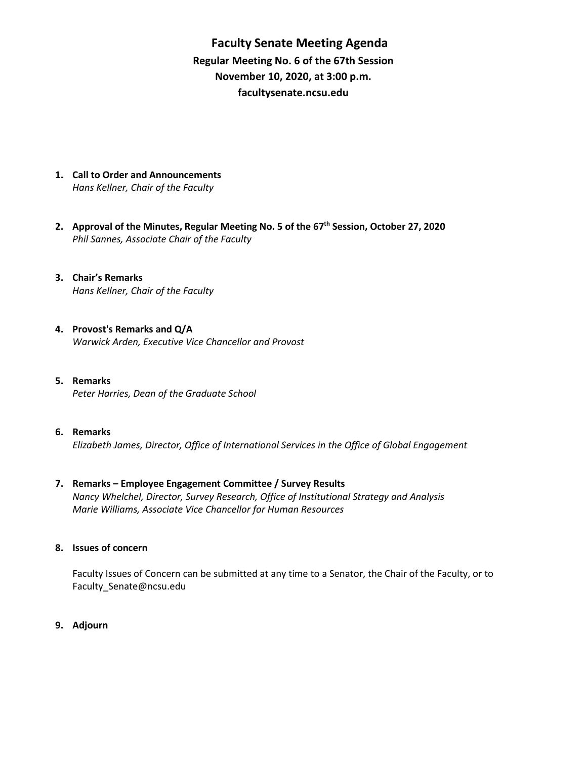# Faculty Senate Meeting Agenda

**Regular Meeting No. 6 of the 67th Session**
**November 10, 2020, at 3:00 p.m.**
**facultysenate.ncsu.edu**

1. **Call to Order and Announcements**
   *Hans Kellner, Chair of the Faculty*

2. **Approval of the Minutes, Regular Meeting No. 5 of the 67th Session, October 27, 2020**
   *Phil Sannes, Associate Chair of the Faculty*

3. **Chair's Remarks**
   *Hans Kellner, Chair of the Faculty*

4. **Provost's Remarks and Q/A**
   *Warwick Arden, Executive Vice Chancellor and Provost*

5. **Remarks**
   *Peter Harries, Dean of the Graduate School*

6. **Remarks**
   *Elizabeth James, Director, Office of International Services in the Office of Global Engagement*

7. **Remarks – Employee Engagement Committee / Survey Results**
   *Nancy Whelchel, Director, Survey Research, Office of Institutional Strategy and Analysis*
   *Marie Williams, Associate Vice Chancellor for Human Resources*

8. **Issues of concern**

   Faculty Issues of Concern can be submitted at any time to a Senator, the Chair of the Faculty, or to Faculty_Senate@ncsu.edu

9. **Adjourn**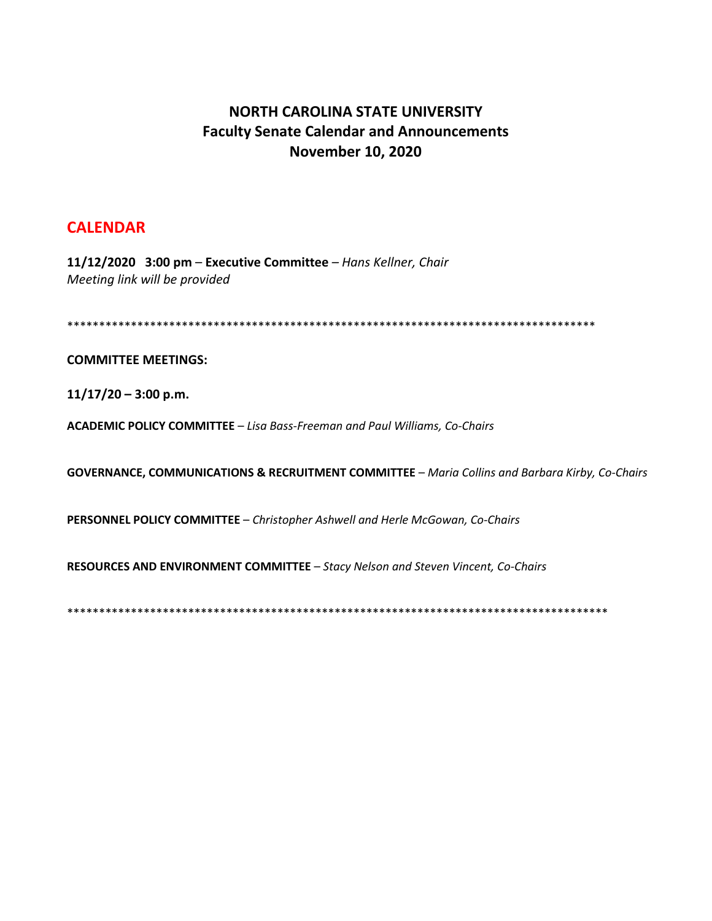# NORTH CAROLINA STATE UNIVERSITY
## Faculty Senate Calendar and Announcements
## November 10, 2020

## CALENDAR

**11/12/2020 3:00 pm** – **Executive Committee** – *Hans Kellner, Chair*
*Meeting link will be provided*

************************************************************************************

**COMMITTEE MEETINGS:**

**11/17/20 – 3:00 p.m.**

**ACADEMIC POLICY COMMITTEE** – *Lisa Bass-Freeman and Paul Williams, Co-Chairs*

**GOVERNANCE, COMMUNICATIONS & RECRUITMENT COMMITTEE** – *Maria Collins and Barbara Kirby, Co-Chairs*

**PERSONNEL POLICY COMMITTEE** – *Christopher Ashwell and Herle McGowan, Co-Chairs*

**RESOURCES AND ENVIRONMENT COMMITTEE** – *Stacy Nelson and Steven Vincent, Co-Chairs*

************************************************************************************